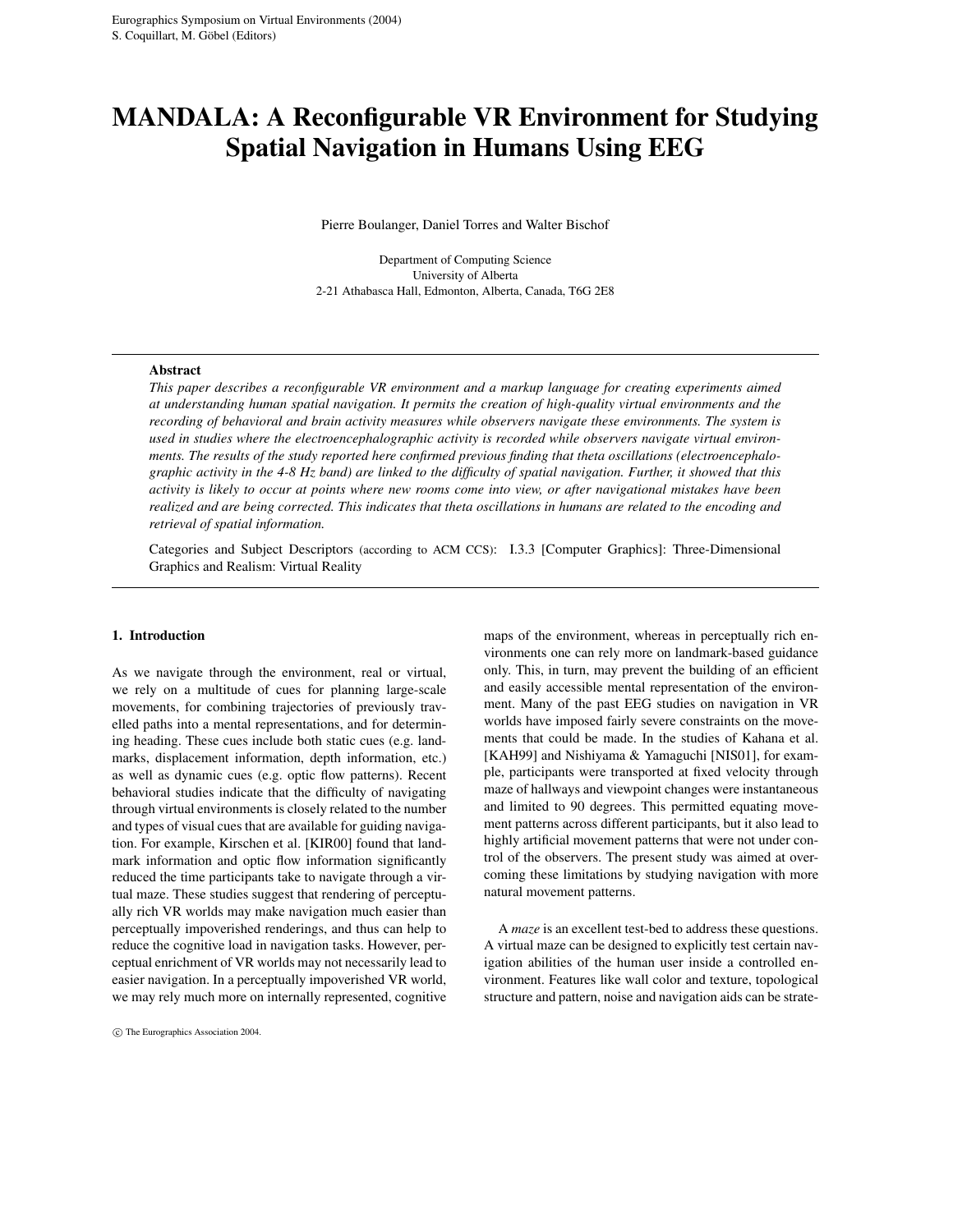# MANDALA: A Reconfigurable VR Environment for Studying Spatial Navigation in Humans Using EEG

Pierre Boulanger, Daniel Torres and Walter Bischof

Department of Computing Science
University of Alberta
2-21 Athabasca Hall, Edmonton, Alberta, Canada, T6G 2E8

## Abstract

*This paper describes a reconfigurable VR environment and a markup language for creating experiments aimed at understanding human spatial navigation. It permits the creation of high-quality virtual environments and the recording of behavioral and brain activity measures while observers navigate these environments. The system is used in studies where the electroencephalographic activity is recorded while observers navigate virtual environments. The results of the study reported here confirmed previous finding that theta oscillations (electroencephalographic activity in the 4-8 Hz band) are linked to the difficulty of spatial navigation. Further, it showed that this activity is likely to occur at points where new rooms come into view, or after navigational mistakes have been realized and are being corrected. This indicates that theta oscillations in humans are related to the encoding and retrieval of spatial information.*

Categories and Subject Descriptors (according to ACM CCS): I.3.3 [Computer Graphics]: Three-Dimensional Graphics and Realism: Virtual Reality

## 1. Introduction

As we navigate through the environment, real or virtual, we rely on a multitude of cues for planning large-scale movements, for combining trajectories of previously travelled paths into a mental representations, and for determining heading. These cues include both static cues (e.g. landmarks, displacement information, depth information, etc.) as well as dynamic cues (e.g. optic flow patterns). Recent behavioral studies indicate that the difficulty of navigating through virtual environments is closely related to the number and types of visual cues that are available for guiding navigation. For example, Kirschen et al. [KIR00] found that landmark information and optic flow information significantly reduced the time participants take to navigate through a virtual maze. These studies suggest that rendering of perceptually rich VR worlds may make navigation much easier than perceptually impoverished renderings, and thus can help to reduce the cognitive load in navigation tasks. However, perceptual enrichment of VR worlds may not necessarily lead to easier navigation. In a perceptually impoverished VR world, we may rely much more on internally represented, cognitive maps of the environment, whereas in perceptually rich environments one can rely more on landmark-based guidance only. This, in turn, may prevent the building of an efficient and easily accessible mental representation of the environment. Many of the past EEG studies on navigation in VR worlds have imposed fairly severe constraints on the movements that could be made. In the studies of Kahana et al. [KAH99] and Nishiyama & Yamaguchi [NIS01], for example, participants were transported at fixed velocity through maze of hallways and viewpoint changes were instantaneous and limited to 90 degrees. This permitted equating movement patterns across different participants, but it also lead to highly artificial movement patterns that were not under control of the observers. The present study was aimed at overcoming these limitations by studying navigation with more natural movement patterns.

A *maze* is an excellent test-bed to address these questions. A virtual maze can be designed to explicitly test certain navigation abilities of the human user inside a controlled environment. Features like wall color and texture, topological structure and pattern, noise and navigation aids can be strate-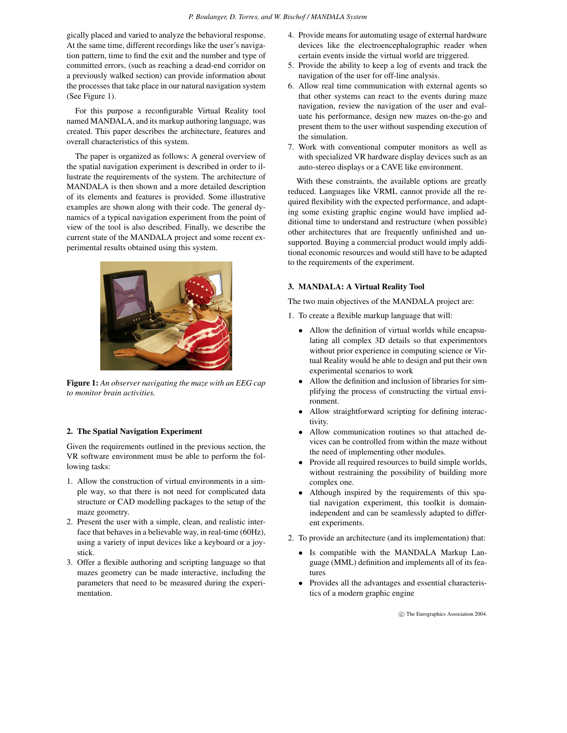gically placed and varied to analyze the behavioral response. At the same time, different recordings like the user's navigation pattern, time to find the exit and the number and type of committed errors, (such as reaching a dead-end corridor on a previously walked section) can provide information about the processes that take place in our natural navigation system (See Figure 1).

For this purpose a reconfigurable Virtual Reality tool named MANDALA, and its markup authoring language, was created. This paper describes the architecture, features and overall characteristics of this system.

The paper is organized as follows: A general overview of the spatial navigation experiment is described in order to illustrate the requirements of the system. The architecture of MANDALA is then shown and a more detailed description of its elements and features is provided. Some illustrative examples are shown along with their code. The general dynamics of a typical navigation experiment from the point of view of the tool is also described. Finally, we describe the current state of the MANDALA project and some recent experimental results obtained using this system.

**Figure 1:** *An observer navigating the maze with an EEG cap to monitor brain activities.*

## 2. The Spatial Navigation Experiment

Given the requirements outlined in the previous section, the VR software environment must be able to perform the following tasks:

1. Allow the construction of virtual environments in a simple way, so that there is not need for complicated data structure or CAD modelling packages to the setup of the maze geometry.
2. Present the user with a simple, clean, and realistic interface that behaves in a believable way, in real-time (60Hz), using a variety of input devices like a keyboard or a joystick.
3. Offer a flexible authoring and scripting language so that mazes geometry can be made interactive, including the parameters that need to be measured during the experimentation.
4. Provide means for automating usage of external hardware devices like the electroencephalographic reader when certain events inside the virtual world are triggered.
5. Provide the ability to keep a log of events and track the navigation of the user for off-line analysis.
6. Allow real time communication with external agents so that other systems can react to the events during maze navigation, review the navigation of the user and evaluate his performance, design new mazes on-the-go and present them to the user without suspending execution of the simulation.
7. Work with conventional computer monitors as well as with specialized VR hardware display devices such as an auto-stereo displays or a CAVE like environment.

With these constraints, the available options are greatly reduced. Languages like VRML cannot provide all the required flexibility with the expected performance, and adapting some existing graphic engine would have implied additional time to understand and restructure (when possible) other architectures that are frequently unfinished and unsupported. Buying a commercial product would imply additional economic resources and would still have to be adapted to the requirements of the experiment.

## 3. MANDALA: A Virtual Reality Tool

The two main objectives of the MANDALA project are:

1. To create a flexible markup language that will:
   - Allow the definition of virtual worlds while encapsulating all complex 3D details so that experimentors without prior experience in computing science or Virtual Reality would be able to design and put their own experimental scenarios to work
   - Allow the definition and inclusion of libraries for simplifying the process of constructing the virtual environment.
   - Allow straightforward scripting for defining interactivity.
   - Allow communication routines so that attached devices can be controlled from within the maze without the need of implementing other modules.
   - Provide all required resources to build simple worlds, without restraining the possibility of building more complex one.
   - Although inspired by the requirements of this spatial navigation experiment, this toolkit is domain-independent and can be seamlessly adapted to different experiments.
2. To provide an architecture (and its implementation) that:
   - Is compatible with the MANDALA Markup Language (MML) definition and implements all of its features
   - Provides all the advantages and essential characteristics of a modern graphic engine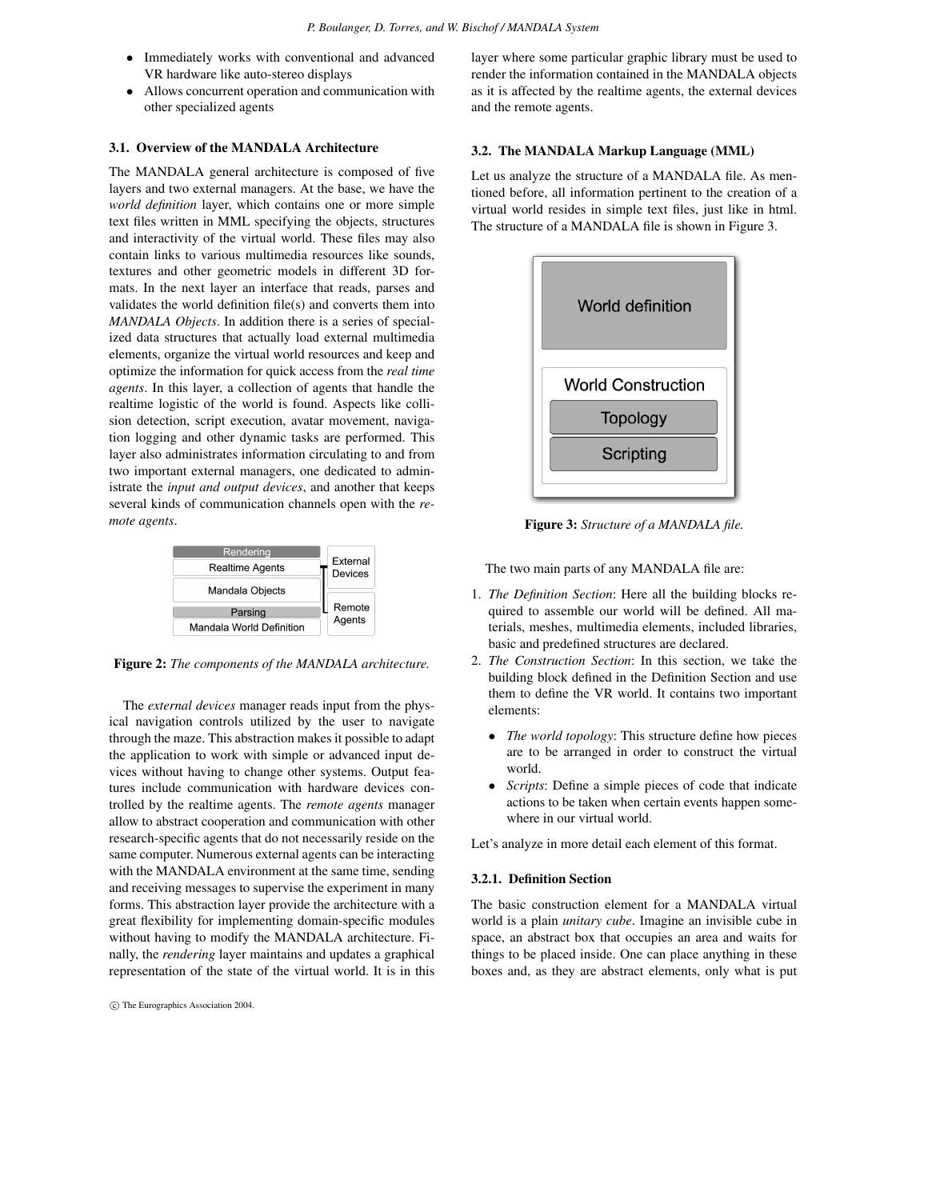- Immediately works with conventional and advanced VR hardware like auto-stereo displays
- Allows concurrent operation and communication with other specialized agents

### 3.1. Overview of the MANDALA Architecture

The MANDALA general architecture is composed of five layers and two external managers. At the base, we have the *world definition* layer, which contains one or more simple text files written in MML specifying the objects, structures and interactivity of the virtual world. These files may also contain links to various multimedia resources like sounds, textures and other geometric models in different 3D formats. In the next layer an interface that reads, parses and validates the world definition file(s) and converts them into *MANDALA Objects*. In addition there is a series of specialized data structures that actually load external multimedia elements, organize the virtual world resources and keep and optimize the information for quick access from the *real time agents*. In this layer, a collection of agents that handle the realtime logistic of the world is found. Aspects like collision detection, script execution, avatar movement, navigation logging and other dynamic tasks are performed. This layer also administrates information circulating to and from two important external managers, one dedicated to administrate the *input and output devices*, and another that keeps several kinds of communication channels open with the *remote agents*.

| Rendering | External Devices |
|---|---|
| Realtime Agents | |
| Mandala Objects | Remote Agents |
| Parsing | |
| Mandala World Definition | |

**Figure 2:** *The components of the MANDALA architecture.*

The *external devices* manager reads input from the physical navigation controls utilized by the user to navigate through the maze. This abstraction makes it possible to adapt the application to work with simple or advanced input devices without having to change other systems. Output features include communication with hardware devices controlled by the realtime agents. The *remote agents* manager allow to abstract cooperation and communication with other research-specific agents that do not necessarily reside on the same computer. Numerous external agents can be interacting with the MANDALA environment at the same time, sending and receiving messages to supervise the experiment in many forms. This abstraction layer provide the architecture with a great flexibility for implementing domain-specific modules without having to modify the MANDALA architecture. Finally, the *rendering* layer maintains and updates a graphical representation of the state of the virtual world. It is in this layer where some particular graphic library must be used to render the information contained in the MANDALA objects as it is affected by the realtime agents, the external devices and the remote agents.

### 3.2. The MANDALA Markup Language (MML)

Let us analyze the structure of a MANDALA file. As mentioned before, all information pertinent to the creation of a virtual world resides in simple text files, just like in html. The structure of a MANDALA file is shown in Figure 3.

| World definition |
|---|
| World Construction |
| Topology |
| Scripting |

**Figure 3:** *Structure of a MANDALA file.*

The two main parts of any MANDALA file are:

1. *The Definition Section*: Here all the building blocks required to assemble our world will be defined. All materials, meshes, multimedia elements, included libraries, basic and predefined structures are declared.
2. *The Construction Section*: In this section, we take the building block defined in the Definition Section and use them to define the VR world. It contains two important elements:
   - *The world topology*: This structure define how pieces are to be arranged in order to construct the virtual world.
   - *Scripts*: Define a simple pieces of code that indicate actions to be taken when certain events happen somewhere in our virtual world.

Let's analyze in more detail each element of this format.

#### 3.2.1. Definition Section

The basic construction element for a MANDALA virtual world is a plain *unitary cube*. Imagine an invisible cube in space, an abstract box that occupies an area and waits for things to be placed inside. One can place anything in these boxes and, as they are abstract elements, only what is put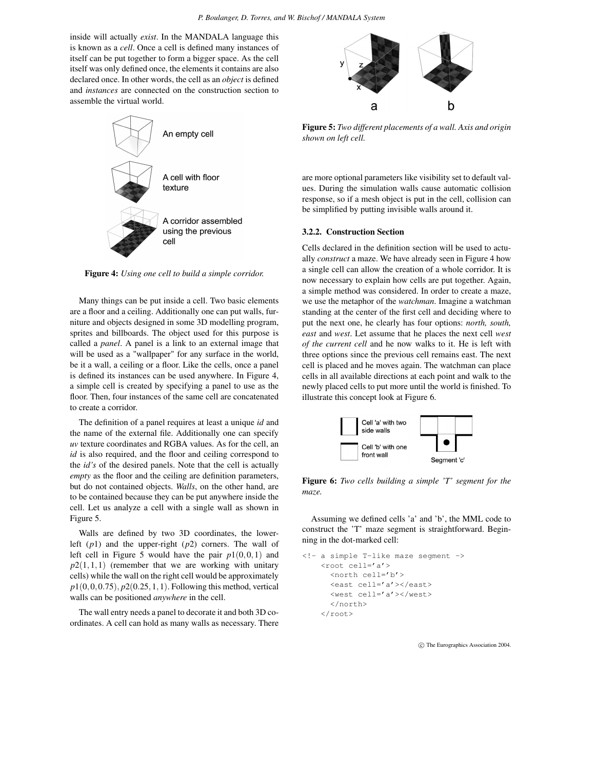inside will actually *exist*. In the MANDALA language this is known as a *cell*. Once a cell is defined many instances of itself can be put together to form a bigger space. As the cell itself was only defined once, the elements it contains are also declared once. In other words, the cell as an *object* is defined and *instances* are connected on the construction section to assemble the virtual world.

**Figure 4:** *Using one cell to build a simple corridor.*

Many things can be put inside a cell. Two basic elements are a floor and a ceiling. Additionally one can put walls, furniture and objects designed in some 3D modelling program, sprites and billboards. The object used for this purpose is called a *panel*. A panel is a link to an external image that will be used as a "wallpaper" for any surface in the world, be it a wall, a ceiling or a floor. Like the cells, once a panel is defined its instances can be used anywhere. In Figure 4, a simple cell is created by specifying a panel to use as the floor. Then, four instances of the same cell are concatenated to create a corridor.

The definition of a panel requires at least a unique *id* and the name of the external file. Additionally one can specify *uv* texture coordinates and RGBA values. As for the cell, an *id* is also required, and the floor and ceiling correspond to the *id's* of the desired panels. Note that the cell is actually *empty* as the floor and the ceiling are definition parameters, but do not contained objects. *Walls*, on the other hand, are to be contained because they can be put anywhere inside the cell. Let us analyze a cell with a single wall as shown in Figure 5.

Walls are defined by two 3D coordinates, the lower-left ($p1$) and the upper-right ($p2$) corners. The wall of left cell in Figure 5 would have the pair $p1(0,0,1)$ and $p2(1,1,1)$ (remember that we are working with unitary cells) while the wall on the right cell would be approximately $p1(0,0,0.75)$, $p2(0.25,1,1)$. Following this method, vertical walls can be positioned *anywhere* in the cell.

The wall entry needs a panel to decorate it and both 3D coordinates. A cell can hold as many walls as necessary. There are more optional parameters like visibility set to default values. During the simulation walls cause automatic collision response, so if a mesh object is put in the cell, collision can be simplified by putting invisible walls around it.

**Figure 5:** *Two different placements of a wall. Axis and origin shown on left cell.*

#### 3.2.2. Construction Section

Cells declared in the definition section will be used to actually *construct* a maze. We have already seen in Figure 4 how a single cell can allow the creation of a whole corridor. It is now necessary to explain how cells are put together. Again, a simple method was considered. In order to create a maze, we use the metaphor of the *watchman*. Imagine a watchman standing at the center of the first cell and deciding where to put the next one, he clearly has four options: *north, south, east* and *west*. Let assume that he places the next cell *west of the current cell* and he now walks to it. He is left with three options since the previous cell remains east. The next cell is placed and he moves again. The watchman can place cells in all available directions at each point and walk to the newly placed cells to put more until the world is finished. To illustrate this concept look at Figure 6.

**Figure 6:** *Two cells building a simple 'T' segment for the maze.*

Assuming we defined cells 'a' and 'b', the MML code to construct the 'T' maze segment is straightforward. Beginning in the dot-marked cell:

```
<!- a simple T-like maze segment ->
    <root cell='a'>
      <north cell='b'>
      <east cell='a'></east>
      <west cell='a'></west>
      </north>
    </root>
```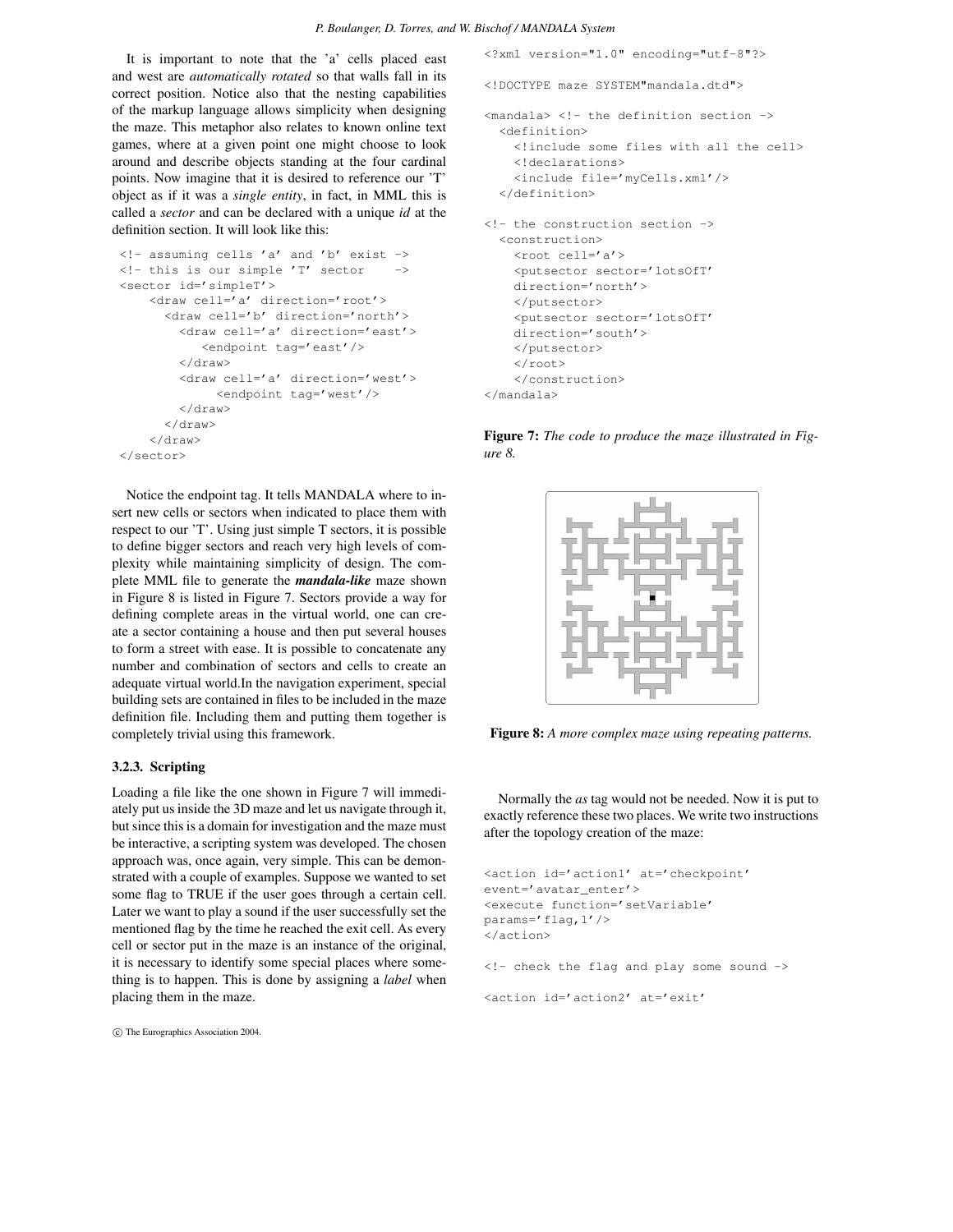It is important to note that the 'a' cells placed east and west are *automatically rotated* so that walls fall in its correct position. Notice also that the nesting capabilities of the markup language allows simplicity when designing the maze. This metaphor also relates to known online text games, where at a given point one might choose to look around and describe objects standing at the four cardinal points. Now imagine that it is desired to reference our 'T' object as if it was a *single entity*, in fact, in MML this is called a *sector* and can be declared with a unique *id* at the definition section. It will look like this:

```
<!- assuming cells 'a' and 'b' exist ->
<!- this is our simple 'T' sector    ->
<sector id='simpleT'>
    <draw cell='a' direction='root'>
      <draw cell='b' direction='north'>
        <draw cell='a' direction='east'>
           <endpoint tag='east'/>
        </draw>
        <draw cell='a' direction='west'>
             <endpoint tag='west'/>
        </draw>
      </draw>
    </draw>
</sector>
```

Notice the endpoint tag. It tells MANDALA where to insert new cells or sectors when indicated to place them with respect to our 'T'. Using just simple T sectors, it is possible to define bigger sectors and reach very high levels of complexity while maintaining simplicity of design. The complete MML file to generate the ***mandala-like*** maze shown in Figure 8 is listed in Figure 7. Sectors provide a way for defining complete areas in the virtual world, one can create a sector containing a house and then put several houses to form a street with ease. It is possible to concatenate any number and combination of sectors and cells to create an adequate virtual world.In the navigation experiment, special building sets are contained in files to be included in the maze definition file. Including them and putting them together is completely trivial using this framework.

### 3.2.3. Scripting

Loading a file like the one shown in Figure 7 will immediately put us inside the 3D maze and let us navigate through it, but since this is a domain for investigation and the maze must be interactive, a scripting system was developed. The chosen approach was, once again, very simple. This can be demonstrated with a couple of examples. Suppose we wanted to set some flag to TRUE if the user goes through a certain cell. Later we want to play a sound if the user successfully set the mentioned flag by the time he reached the exit cell. As every cell or sector put in the maze is an instance of the original, it is necessary to identify some special places where something is to happen. This is done by assigning a *label* when placing them in the maze.

```
<?xml version="1.0" encoding="utf-8"?>

<!DOCTYPE maze SYSTEM"mandala.dtd">

<mandala> <!- the definition section ->
  <definition>
    <!include some files with all the cell>
    <!declarations>
    <include file='myCells.xml'/>
  </definition>

<!- the construction section ->
  <construction>
    <root cell='a'>
    <putsector sector='lotsOfT'
    direction='north'>
    </putsector>
    <putsector sector='lotsOfT'
    direction='south'>
    </putsector>
    </root>
    </construction>
</mandala>
```

**Figure 7:** *The code to produce the maze illustrated in Figure 8.*

**Figure 8:** *A more complex maze using repeating patterns.*

Normally the *as* tag would not be needed. Now it is put to exactly reference these two places. We write two instructions after the topology creation of the maze:

```
<action id='action1' at='checkpoint'
event='avatar_enter'>
<execute function='setVariable'
params='flag,1'/>
</action>

<!- check the flag and play some sound ->

<action id='action2' at='exit'
```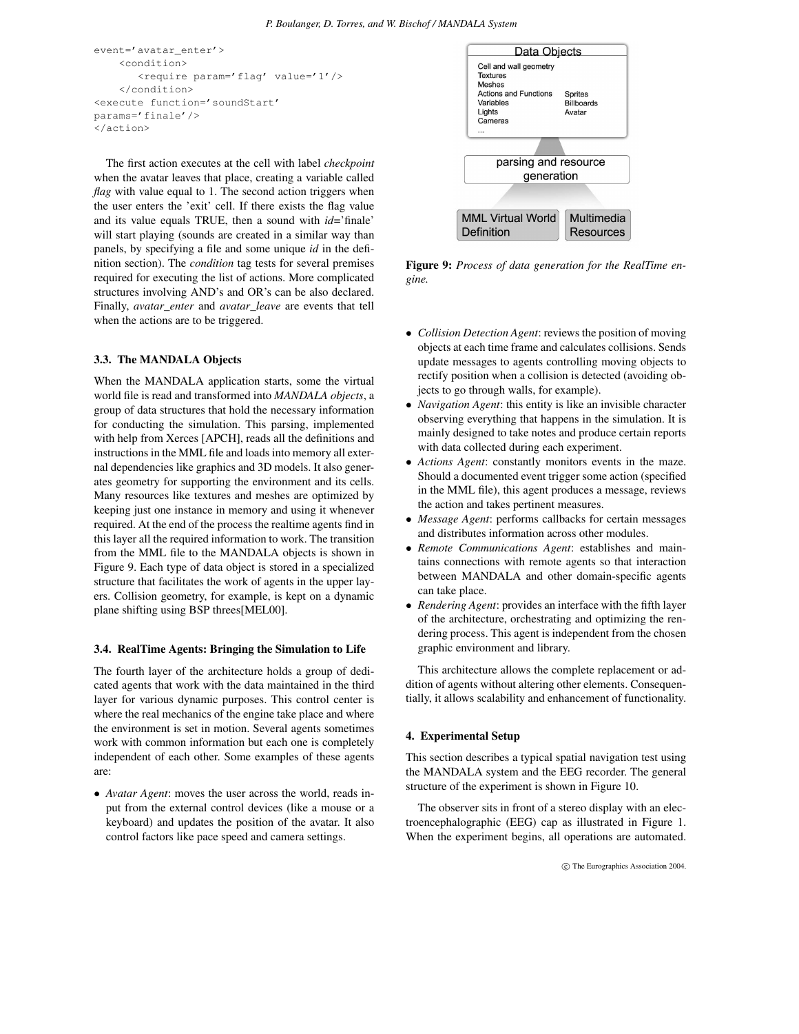```
event='avatar_enter'>
    <condition>
        <require param='flag' value='1'/>
    </condition>
<execute function='soundStart'
params='finale'/>
</action>
```

The first action executes at the cell with label *checkpoint* when the avatar leaves that place, creating a variable called *flag* with value equal to 1. The second action triggers when the user enters the 'exit' cell. If there exists the flag value and its value equals TRUE, then a sound with *id*='finale' will start playing (sounds are created in a similar way than panels, by specifying a file and some unique *id* in the definition section). The *condition* tag tests for several premises required for executing the list of actions. More complicated structures involving AND's and OR's can be also declared. Finally, *avatar_enter* and *avatar_leave* are events that tell when the actions are to be triggered.

### 3.3. The MANDALA Objects

When the MANDALA application starts, some the virtual world file is read and transformed into *MANDALA objects*, a group of data structures that hold the necessary information for conducting the simulation. This parsing, implemented with help from Xerces [APCH], reads all the definitions and instructions in the MML file and loads into memory all external dependencies like graphics and 3D models. It also generates geometry for supporting the environment and its cells. Many resources like textures and meshes are optimized by keeping just one instance in memory and using it whenever required. At the end of the process the realtime agents find in this layer all the required information to work. The transition from the MML file to the MANDALA objects is shown in Figure 9. Each type of data object is stored in a specialized structure that facilitates the work of agents in the upper layers. Collision geometry, for example, is kept on a dynamic plane shifting using BSP threes[MEL00].

### 3.4. RealTime Agents: Bringing the Simulation to Life

The fourth layer of the architecture holds a group of dedicated agents that work with the data maintained in the third layer for various dynamic purposes. This control center is where the real mechanics of the engine take place and where the environment is set in motion. Several agents sometimes work with common information but each one is completely independent of each other. Some examples of these agents are:

- *Avatar Agent*: moves the user across the world, reads input from the external control devices (like a mouse or a keyboard) and updates the position of the avatar. It also control factors like pace speed and camera settings.

Data Objects

Cell and wall geometry
Textures
Meshes
Actions and Functions
Variables
Lights
Cameras
...

Sprites
Billboards
Avatar

parsing and resource generation

MML Virtual World Definition | Multimedia Resources

**Figure 9:** *Process of data generation for the RealTime engine.*

- *Collision Detection Agent*: reviews the position of moving objects at each time frame and calculates collisions. Sends update messages to agents controlling moving objects to rectify position when a collision is detected (avoiding objects to go through walls, for example).
- *Navigation Agent*: this entity is like an invisible character observing everything that happens in the simulation. It is mainly designed to take notes and produce certain reports with data collected during each experiment.
- *Actions Agent*: constantly monitors events in the maze. Should a documented event trigger some action (specified in the MML file), this agent produces a message, reviews the action and takes pertinent measures.
- *Message Agent*: performs callbacks for certain messages and distributes information across other modules.
- *Remote Communications Agent*: establishes and maintains connections with remote agents so that interaction between MANDALA and other domain-specific agents can take place.
- *Rendering Agent*: provides an interface with the fifth layer of the architecture, orchestrating and optimizing the rendering process. This agent is independent from the chosen graphic environment and library.

This architecture allows the complete replacement or addition of agents without altering other elements. Consequentially, it allows scalability and enhancement of functionality.

## 4. Experimental Setup

This section describes a typical spatial navigation test using the MANDALA system and the EEG recorder. The general structure of the experiment is shown in Figure 10.

The observer sits in front of a stereo display with an electroencephalographic (EEG) cap as illustrated in Figure 1. When the experiment begins, all operations are automated.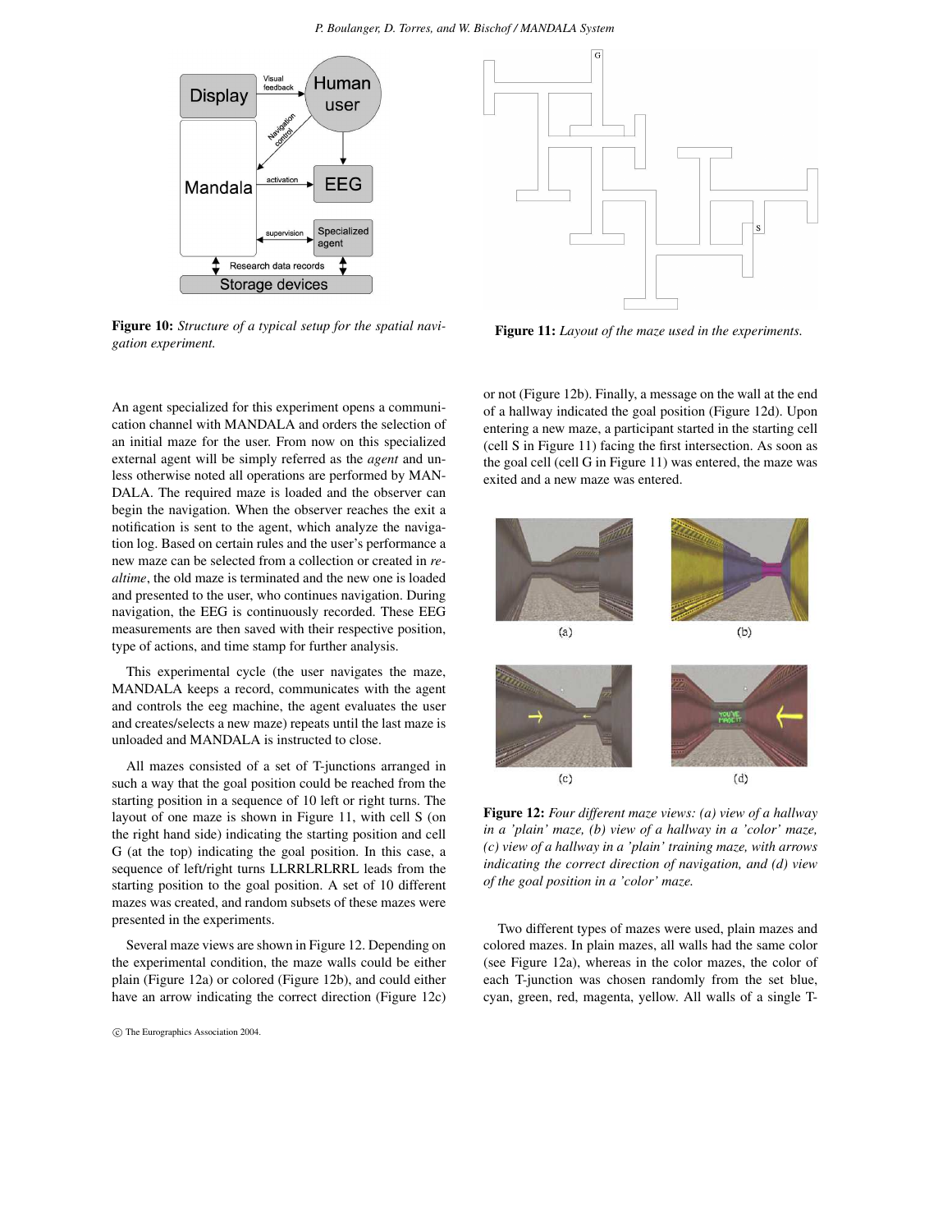Figure 10: *Structure of a typical setup for the spatial navigation experiment.*

Figure 11: *Layout of the maze used in the experiments.*

An agent specialized for this experiment opens a communication channel with MANDALA and orders the selection of an initial maze for the user. From now on this specialized external agent will be simply referred as the *agent* and unless otherwise noted all operations are performed by MANDALA. The required maze is loaded and the observer can begin the navigation. When the observer reaches the exit a notification is sent to the agent, which analyze the navigation log. Based on certain rules and the user's performance a new maze can be selected from a collection or created in *realtime*, the old maze is terminated and the new one is loaded and presented to the user, who continues navigation. During navigation, the EEG is continuously recorded. These EEG measurements are then saved with their respective position, type of actions, and time stamp for further analysis.

This experimental cycle (the user navigates the maze, MANDALA keeps a record, communicates with the agent and controls the eeg machine, the agent evaluates the user and creates/selects a new maze) repeats until the last maze is unloaded and MANDALA is instructed to close.

All mazes consisted of a set of T-junctions arranged in such a way that the goal position could be reached from the starting position in a sequence of 10 left or right turns. The layout of one maze is shown in Figure 11, with cell S (on the right hand side) indicating the starting position and cell G (at the top) indicating the goal position. In this case, a sequence of left/right turns LLRRLRLRRL leads from the starting position to the goal position. A set of 10 different mazes was created, and random subsets of these mazes were presented in the experiments.

Several maze views are shown in Figure 12. Depending on the experimental condition, the maze walls could be either plain (Figure 12a) or colored (Figure 12b), and could either have an arrow indicating the correct direction (Figure 12c) or not (Figure 12b). Finally, a message on the wall at the end of a hallway indicated the goal position (Figure 12d). Upon entering a new maze, a participant started in the starting cell (cell S in Figure 11) facing the first intersection. As soon as the goal cell (cell G in Figure 11) was entered, the maze was exited and a new maze was entered.

Figure 12: *Four different maze views: (a) view of a hallway in a 'plain' maze, (b) view of a hallway in a 'color' maze, (c) view of a hallway in a 'plain' training maze, with arrows indicating the correct direction of navigation, and (d) view of the goal position in a 'color' maze.*

Two different types of mazes were used, plain mazes and colored mazes. In plain mazes, all walls had the same color (see Figure 12a), whereas in the color mazes, the color of each T-junction was chosen randomly from the set blue, cyan, green, red, magenta, yellow. All walls of a single T-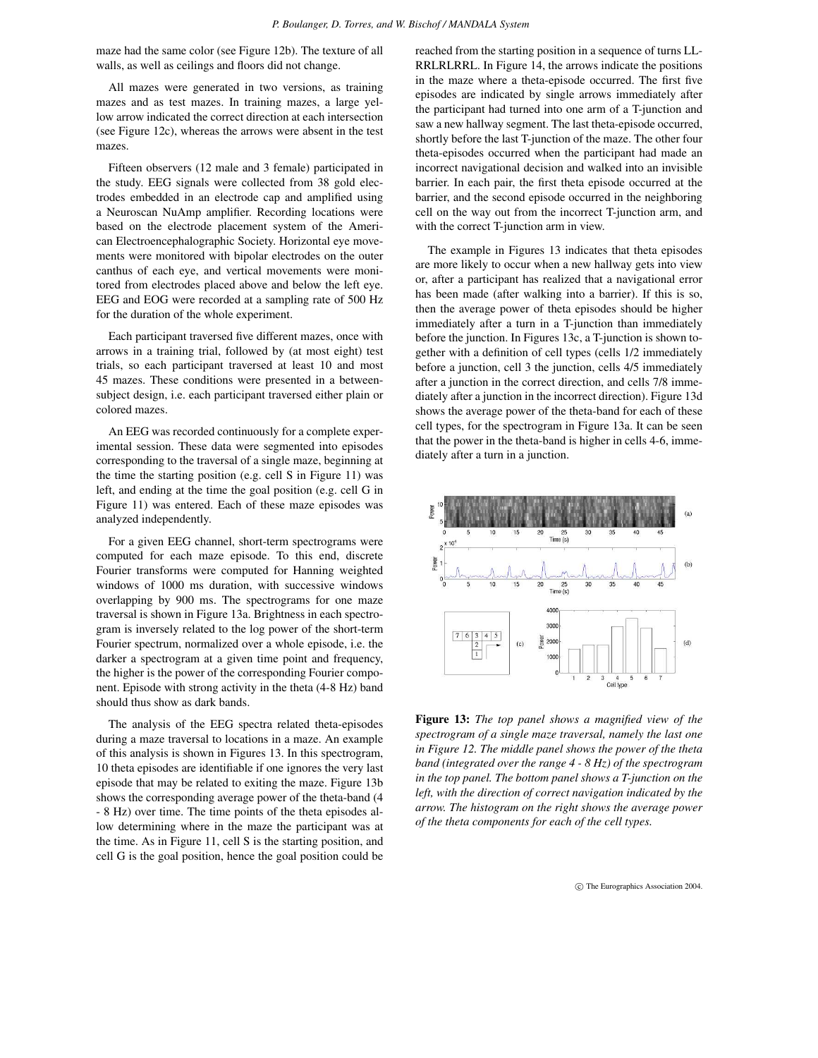maze had the same color (see Figure 12b). The texture of all walls, as well as ceilings and floors did not change.

All mazes were generated in two versions, as training mazes and as test mazes. In training mazes, a large yellow arrow indicated the correct direction at each intersection (see Figure 12c), whereas the arrows were absent in the test mazes.

Fifteen observers (12 male and 3 female) participated in the study. EEG signals were collected from 38 gold electrodes embedded in an electrode cap and amplified using a Neuroscan NuAmp amplifier. Recording locations were based on the electrode placement system of the American Electroencephalographic Society. Horizontal eye movements were monitored with bipolar electrodes on the outer canthus of each eye, and vertical movements were monitored from electrodes placed above and below the left eye. EEG and EOG were recorded at a sampling rate of 500 Hz for the duration of the whole experiment.

Each participant traversed five different mazes, once with arrows in a training trial, followed by (at most eight) test trials, so each participant traversed at least 10 and most 45 mazes. These conditions were presented in a between-subject design, i.e. each participant traversed either plain or colored mazes.

An EEG was recorded continuously for a complete experimental session. These data were segmented into episodes corresponding to the traversal of a single maze, beginning at the time the starting position (e.g. cell S in Figure 11) was left, and ending at the time the goal position (e.g. cell G in Figure 11) was entered. Each of these maze episodes was analyzed independently.

For a given EEG channel, short-term spectrograms were computed for each maze episode. To this end, discrete Fourier transforms were computed for Hanning weighted windows of 1000 ms duration, with successive windows overlapping by 900 ms. The spectrograms for one maze traversal is shown in Figure 13a. Brightness in each spectrogram is inversely related to the log power of the short-term Fourier spectrum, normalized over a whole episode, i.e. the darker a spectrogram at a given time point and frequency, the higher is the power of the corresponding Fourier component. Episode with strong activity in the theta (4-8 Hz) band should thus show as dark bands.

The analysis of the EEG spectra related theta-episodes during a maze traversal to locations in a maze. An example of this analysis is shown in Figures 13. In this spectrogram, 10 theta episodes are identifiable if one ignores the very last episode that may be related to exiting the maze. Figure 13b shows the corresponding average power of the theta-band (4 - 8 Hz) over time. The time points of the theta episodes allow determining where in the maze the participant was at the time. As in Figure 11, cell S is the starting position, and cell G is the goal position, hence the goal position could be reached from the starting position in a sequence of turns LL-RRLRLRRL. In Figure 14, the arrows indicate the positions in the maze where a theta-episode occurred. The first five episodes are indicated by single arrows immediately after the participant had turned into one arm of a T-junction and saw a new hallway segment. The last theta-episode occurred, shortly before the last T-junction of the maze. The other four theta-episodes occurred when the participant had made an incorrect navigational decision and walked into an invisible barrier. In each pair, the first theta episode occurred at the barrier, and the second episode occurred in the neighboring cell on the way out from the incorrect T-junction arm, and with the correct T-junction arm in view.

The example in Figures 13 indicates that theta episodes are more likely to occur when a new hallway gets into view or, after a participant has realized that a navigational error has been made (after walking into a barrier). If this is so, then the average power of theta episodes should be higher immediately after a turn in a T-junction than immediately before the junction. In Figures 13c, a T-junction is shown together with a definition of cell types (cells 1/2 immediately before a junction, cell 3 the junction, cells 4/5 immediately after a junction in the correct direction, and cells 7/8 immediately after a junction in the incorrect direction). Figure 13d shows the average power of the theta-band for each of these cell types, for the spectrogram in Figure 13a. It can be seen that the power in the theta-band is higher in cells 4-6, immediately after a turn in a junction.

**Figure 13:** *The top panel shows a magnified view of the spectrogram of a single maze traversal, namely the last one in Figure 12. The middle panel shows the power of the theta band (integrated over the range 4 - 8 Hz) of the spectrogram in the top panel. The bottom panel shows a T-junction on the left, with the direction of correct navigation indicated by the arrow. The histogram on the right shows the average power of the theta components for each of the cell types.*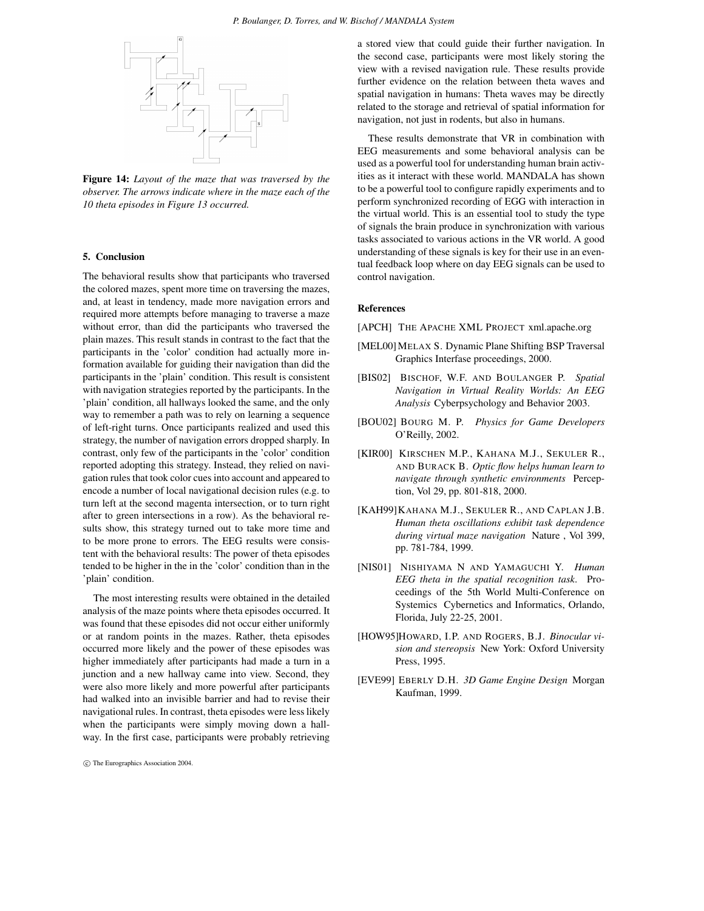Figure 14: *Layout of the maze that was traversed by the observer. The arrows indicate where in the maze each of the 10 theta episodes in Figure 13 occurred.*

## 5. Conclusion

The behavioral results show that participants who traversed the colored mazes, spent more time on traversing the mazes, and, at least in tendency, made more navigation errors and required more attempts before managing to traverse a maze without error, than did the participants who traversed the plain mazes. This result stands in contrast to the fact that the participants in the 'color' condition had actually more information available for guiding their navigation than did the participants in the 'plain' condition. This result is consistent with navigation strategies reported by the participants. In the 'plain' condition, all hallways looked the same, and the only way to remember a path was to rely on learning a sequence of left-right turns. Once participants realized and used this strategy, the number of navigation errors dropped sharply. In contrast, only few of the participants in the 'color' condition reported adopting this strategy. Instead, they relied on navigation rules that took color cues into account and appeared to encode a number of local navigational decision rules (e.g. to turn left at the second magenta intersection, or to turn right after to green intersections in a row). As the behavioral results show, this strategy turned out to take more time and to be more prone to errors. The EEG results were consistent with the behavioral results: The power of theta episodes tended to be higher in the in the 'color' condition than in the 'plain' condition.

The most interesting results were obtained in the detailed analysis of the maze points where theta episodes occurred. It was found that these episodes did not occur either uniformly or at random points in the mazes. Rather, theta episodes occurred more likely and the power of these episodes was higher immediately after participants had made a turn in a junction and a new hallway came into view. Second, they were also more likely and more powerful after participants had walked into an invisible barrier and had to revise their navigational rules. In contrast, theta episodes were less likely when the participants were simply moving down a hallway. In the first case, participants were probably retrieving a stored view that could guide their further navigation. In the second case, participants were most likely storing the view with a revised navigation rule. These results provide further evidence on the relation between theta waves and spatial navigation in humans: Theta waves may be directly related to the storage and retrieval of spatial information for navigation, not just in rodents, but also in humans.

These results demonstrate that VR in combination with EEG measurements and some behavioral analysis can be used as a powerful tool for understanding human brain activities as it interact with these world. MANDALA has shown to be a powerful tool to configure rapidly experiments and to perform synchronized recording of EGG with interaction in the virtual world. This is an essential tool to study the type of signals the brain produce in synchronization with various tasks associated to various actions in the VR world. A good understanding of these signals is key for their use in an eventual feedback loop where on day EEG signals can be used to control navigation.

## References

[APCH] THE APACHE XML PROJECT xml.apache.org

[MEL00] MELAX S. Dynamic Plane Shifting BSP Traversal Graphics Interfase proceedings, 2000.

[BIS02] BISCHOF, W.F. AND BOULANGER P. *Spatial Navigation in Virtual Reality Worlds: An EEG Analysis* Cyberpsychology and Behavior 2003.

[BOU02] BOURG M. P. *Physics for Game Developers* O'Reilly, 2002.

[KIR00] KIRSCHEN M.P., KAHANA M.J., SEKULER R., AND BURACK B. *Optic flow helps human learn to navigate through synthetic environments* Perception, Vol 29, pp. 801-818, 2000.

[KAH99] KAHANA M.J., SEKULER R., AND CAPLAN J.B. *Human theta oscillations exhibit task dependence during virtual maze navigation* Nature , Vol 399, pp. 781-784, 1999.

[NIS01] NISHIYAMA N AND YAMAGUCHI Y. *Human EEG theta in the spatial recognition task*. Proceedings of the 5th World Multi-Conference on Systemics Cybernetics and Informatics, Orlando, Florida, July 22-25, 2001.

[HOW95] HOWARD, I.P. AND ROGERS, B.J. *Binocular vision and stereopsis* New York: Oxford University Press, 1995.

[EVE99] EBERLY D.H. *3D Game Engine Design* Morgan Kaufman, 1999.